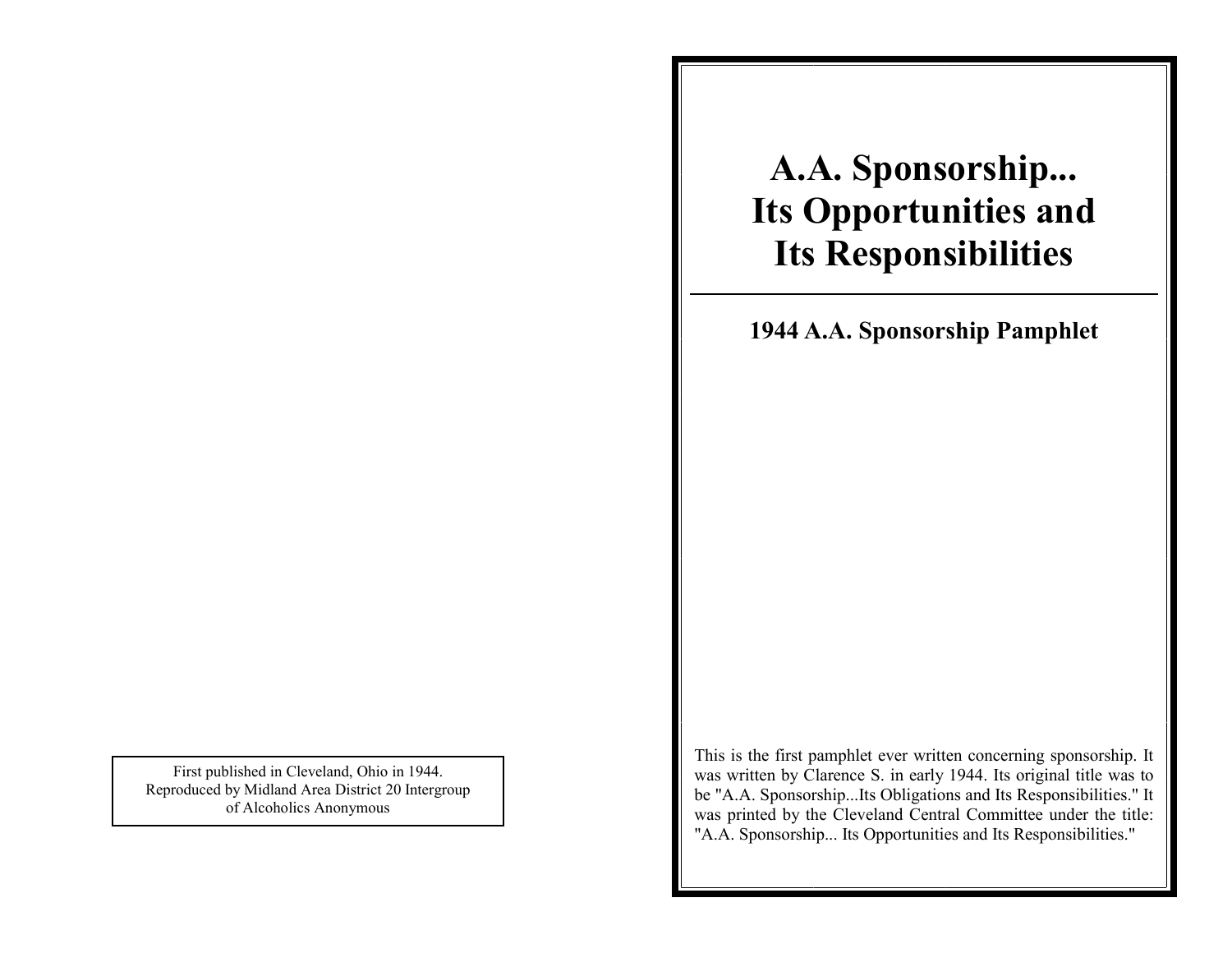First published in Cleveland, Ohio in 1944.
Reproduced by Midland Area District 20 Intergroup
of Alcoholics Anonymous

# A.A. Sponsorship... Its Opportunities and Its Responsibilities

## 1944 A.A. Sponsorship Pamphlet

This is the first pamphlet ever written concerning sponsorship. It was written by Clarence S. in early 1944. Its original title was to be "A.A. Sponsorship...Its Obligations and Its Responsibilities." It was printed by the Cleveland Central Committee under the title: "A.A. Sponsorship... Its Opportunities and Its Responsibilities."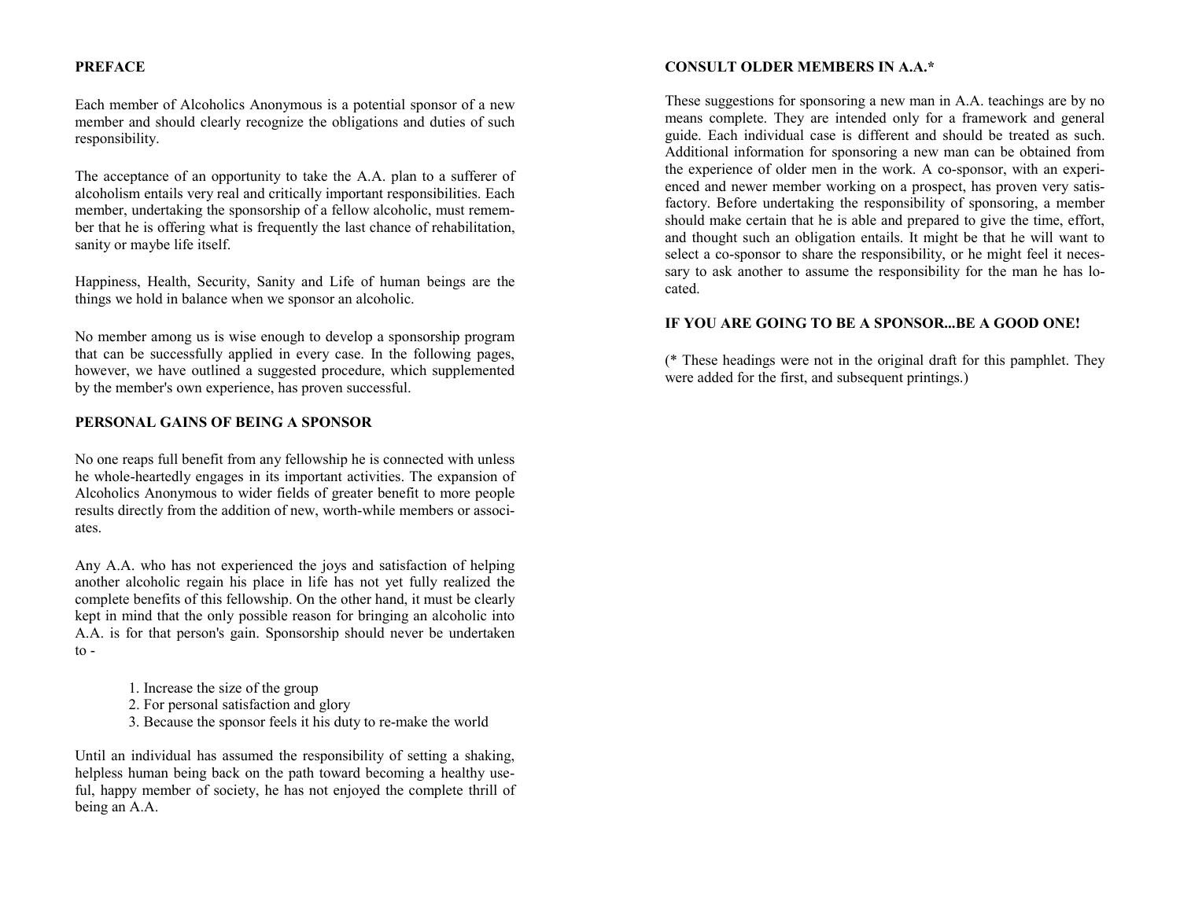## PREFACE

Each member of Alcoholics Anonymous is a potential sponsor of a new member and should clearly recognize the obligations and duties of such responsibility.

The acceptance of an opportunity to take the A.A. plan to a sufferer of alcoholism entails very real and critically important responsibilities. Each member, undertaking the sponsorship of a fellow alcoholic, must remember that he is offering what is frequently the last chance of rehabilitation, sanity or maybe life itself.

Happiness, Health, Security, Sanity and Life of human beings are the things we hold in balance when we sponsor an alcoholic.

No member among us is wise enough to develop a sponsorship program that can be successfully applied in every case. In the following pages, however, we have outlined a suggested procedure, which supplemented by the member's own experience, has proven successful.

## PERSONAL GAINS OF BEING A SPONSOR

No one reaps full benefit from any fellowship he is connected with unless he whole-heartedly engages in its important activities. The expansion of Alcoholics Anonymous to wider fields of greater benefit to more people results directly from the addition of new, worth-while members or associates.

Any A.A. who has not experienced the joys and satisfaction of helping another alcoholic regain his place in life has not yet fully realized the complete benefits of this fellowship. On the other hand, it must be clearly kept in mind that the only possible reason for bringing an alcoholic into A.A. is for that person's gain. Sponsorship should never be undertaken to -

1. Increase the size of the group
2. For personal satisfaction and glory
3. Because the sponsor feels it his duty to re-make the world

Until an individual has assumed the responsibility of setting a shaking, helpless human being back on the path toward becoming a healthy useful, happy member of society, he has not enjoyed the complete thrill of being an A.A.

## CONSULT OLDER MEMBERS IN A.A.*

These suggestions for sponsoring a new man in A.A. teachings are by no means complete. They are intended only for a framework and general guide. Each individual case is different and should be treated as such. Additional information for sponsoring a new man can be obtained from the experience of older men in the work. A co-sponsor, with an experienced and newer member working on a prospect, has proven very satisfactory. Before undertaking the responsibility of sponsoring, a member should make certain that he is able and prepared to give the time, effort, and thought such an obligation entails. It might be that he will want to select a co-sponsor to share the responsibility, or he might feel it necessary to ask another to assume the responsibility for the man he has located.

## IF YOU ARE GOING TO BE A SPONSOR...BE A GOOD ONE!

(* These headings were not in the original draft for this pamphlet. They were added for the first, and subsequent printings.)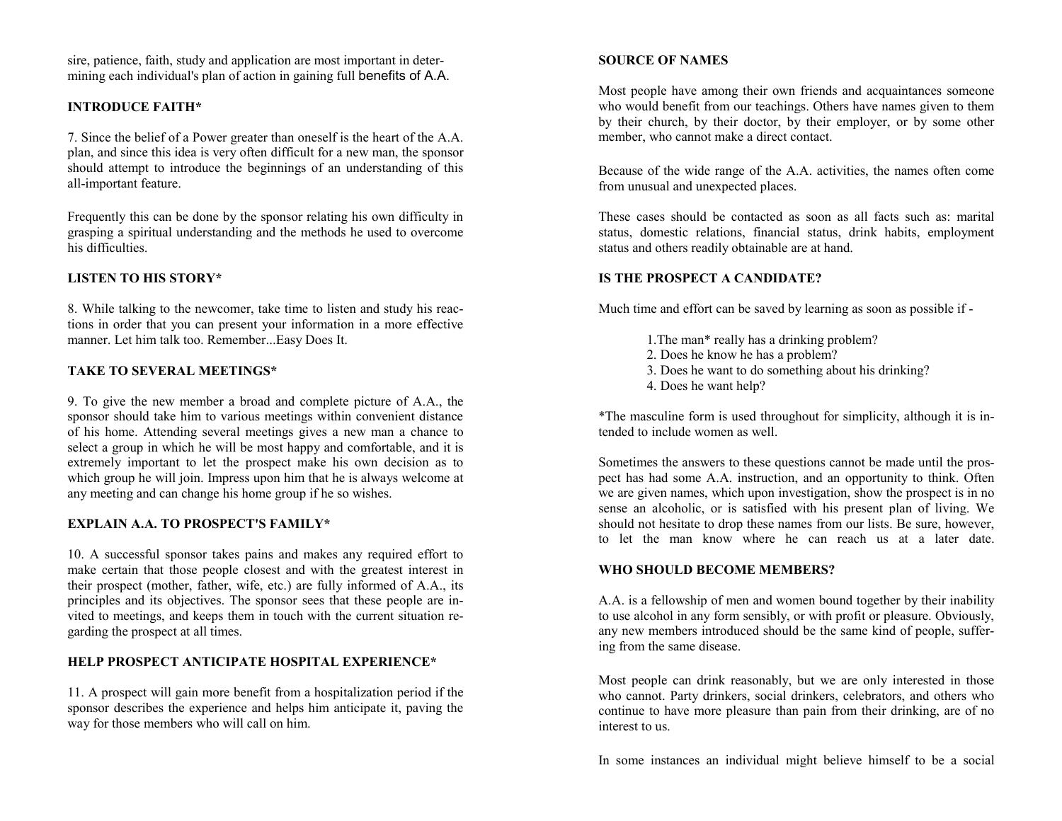sire, patience, faith, study and application are most important in determining each individual's plan of action in gaining full benefits of A.A.

### INTRODUCE FAITH*

7. Since the belief of a Power greater than oneself is the heart of the A.A. plan, and since this idea is very often difficult for a new man, the sponsor should attempt to introduce the beginnings of an understanding of this all-important feature.

Frequently this can be done by the sponsor relating his own difficulty in grasping a spiritual understanding and the methods he used to overcome his difficulties.

### LISTEN TO HIS STORY*

8. While talking to the newcomer, take time to listen and study his reactions in order that you can present your information in a more effective manner. Let him talk too. Remember...Easy Does It.

### TAKE TO SEVERAL MEETINGS*

9. To give the new member a broad and complete picture of A.A., the sponsor should take him to various meetings within convenient distance of his home. Attending several meetings gives a new man a chance to select a group in which he will be most happy and comfortable, and it is extremely important to let the prospect make his own decision as to which group he will join. Impress upon him that he is always welcome at any meeting and can change his home group if he so wishes.

### EXPLAIN A.A. TO PROSPECT'S FAMILY*

10. A successful sponsor takes pains and makes any required effort to make certain that those people closest and with the greatest interest in their prospect (mother, father, wife, etc.) are fully informed of A.A., its principles and its objectives. The sponsor sees that these people are invited to meetings, and keeps them in touch with the current situation regarding the prospect at all times.

### HELP PROSPECT ANTICIPATE HOSPITAL EXPERIENCE*

11. A prospect will gain more benefit from a hospitalization period if the sponsor describes the experience and helps him anticipate it, paving the way for those members who will call on him.

### SOURCE OF NAMES

Most people have among their own friends and acquaintances someone who would benefit from our teachings. Others have names given to them by their church, by their doctor, by their employer, or by some other member, who cannot make a direct contact.

Because of the wide range of the A.A. activities, the names often come from unusual and unexpected places.

These cases should be contacted as soon as all facts such as: marital status, domestic relations, financial status, drink habits, employment status and others readily obtainable are at hand.

### IS THE PROSPECT A CANDIDATE?

Much time and effort can be saved by learning as soon as possible if -

1. The man* really has a drinking problem?
2. Does he know he has a problem?
3. Does he want to do something about his drinking?
4. Does he want help?

*The masculine form is used throughout for simplicity, although it is intended to include women as well.

Sometimes the answers to these questions cannot be made until the prospect has had some A.A. instruction, and an opportunity to think. Often we are given names, which upon investigation, show the prospect is in no sense an alcoholic, or is satisfied with his present plan of living. We should not hesitate to drop these names from our lists. Be sure, however, to let the man know where he can reach us at a later date.

### WHO SHOULD BECOME MEMBERS?

A.A. is a fellowship of men and women bound together by their inability to use alcohol in any form sensibly, or with profit or pleasure. Obviously, any new members introduced should be the same kind of people, suffering from the same disease.

Most people can drink reasonably, but we are only interested in those who cannot. Party drinkers, social drinkers, celebrators, and others who continue to have more pleasure than pain from their drinking, are of no interest to us.

In some instances an individual might believe himself to be a social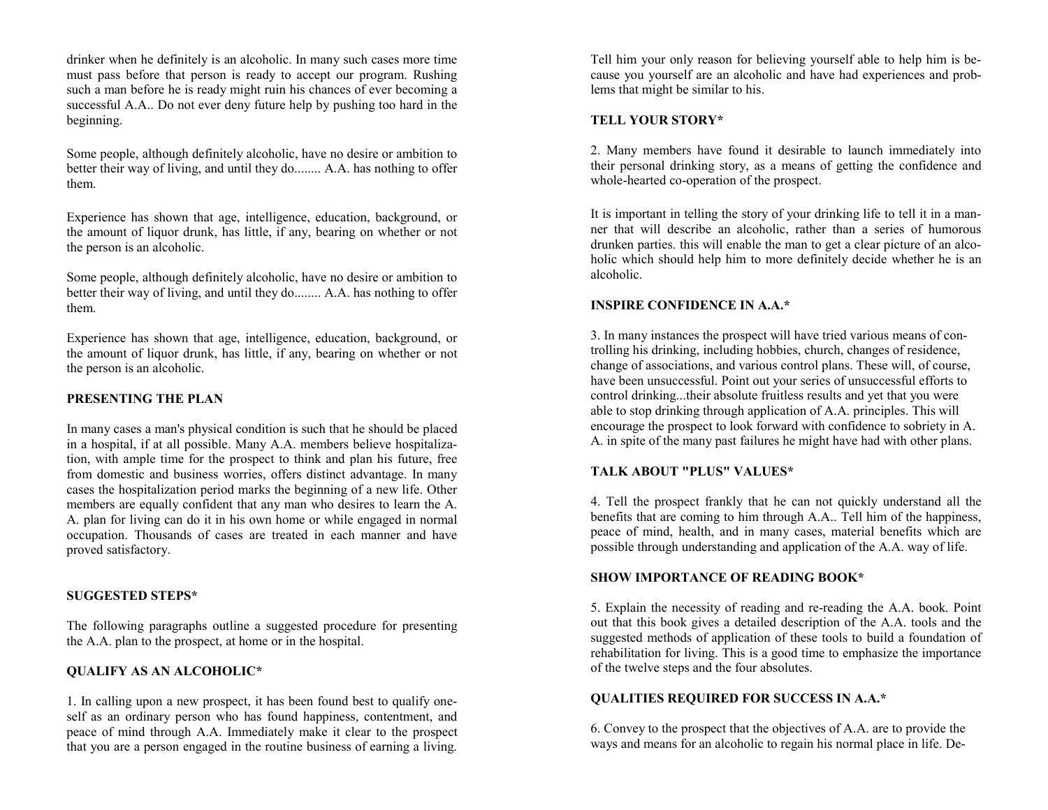drinker when he definitely is an alcoholic. In many such cases more time must pass before that person is ready to accept our program. Rushing such a man before he is ready might ruin his chances of ever becoming a successful A.A.. Do not ever deny future help by pushing too hard in the beginning.

Some people, although definitely alcoholic, have no desire or ambition to better their way of living, and until they do........ A.A. has nothing to offer them.

Experience has shown that age, intelligence, education, background, or the amount of liquor drunk, has little, if any, bearing on whether or not the person is an alcoholic.

Some people, although definitely alcoholic, have no desire or ambition to better their way of living, and until they do........ A.A. has nothing to offer them.

Experience has shown that age, intelligence, education, background, or the amount of liquor drunk, has little, if any, bearing on whether or not the person is an alcoholic.

**PRESENTING THE PLAN**

In many cases a man's physical condition is such that he should be placed in a hospital, if at all possible. Many A.A. members believe hospitalization, with ample time for the prospect to think and plan his future, free from domestic and business worries, offers distinct advantage. In many cases the hospitalization period marks the beginning of a new life. Other members are equally confident that any man who desires to learn the A. A. plan for living can do it in his own home or while engaged in normal occupation. Thousands of cases are treated in each manner and have proved satisfactory.

**SUGGESTED STEPS***

The following paragraphs outline a suggested procedure for presenting the A.A. plan to the prospect, at home or in the hospital.

**QUALIFY AS AN ALCOHOLIC***

1. In calling upon a new prospect, it has been found best to qualify oneself as an ordinary person who has found happiness, contentment, and peace of mind through A.A. Immediately make it clear to the prospect that you are a person engaged in the routine business of earning a living. Tell him your only reason for believing yourself able to help him is because you yourself are an alcoholic and have had experiences and problems that might be similar to his.

**TELL YOUR STORY***

2. Many members have found it desirable to launch immediately into their personal drinking story, as a means of getting the confidence and whole-hearted co-operation of the prospect.

It is important in telling the story of your drinking life to tell it in a manner that will describe an alcoholic, rather than a series of humorous drunken parties. this will enable the man to get a clear picture of an alcoholic which should help him to more definitely decide whether he is an alcoholic.

**INSPIRE CONFIDENCE IN A.A.***

3. In many instances the prospect will have tried various means of controlling his drinking, including hobbies, church, changes of residence, change of associations, and various control plans. These will, of course, have been unsuccessful. Point out your series of unsuccessful efforts to control drinking...their absolute fruitless results and yet that you were able to stop drinking through application of A.A. principles. This will encourage the prospect to look forward with confidence to sobriety in A. A. in spite of the many past failures he might have had with other plans.

**TALK ABOUT "PLUS" VALUES***

4. Tell the prospect frankly that he can not quickly understand all the benefits that are coming to him through A.A.. Tell him of the happiness, peace of mind, health, and in many cases, material benefits which are possible through understanding and application of the A.A. way of life.

**SHOW IMPORTANCE OF READING BOOK***

5. Explain the necessity of reading and re-reading the A.A. book. Point out that this book gives a detailed description of the A.A. tools and the suggested methods of application of these tools to build a foundation of rehabilitation for living. This is a good time to emphasize the importance of the twelve steps and the four absolutes.

**QUALITIES REQUIRED FOR SUCCESS IN A.A.***

6. Convey to the prospect that the objectives of A.A. are to provide the ways and means for an alcoholic to regain his normal place in life. De-